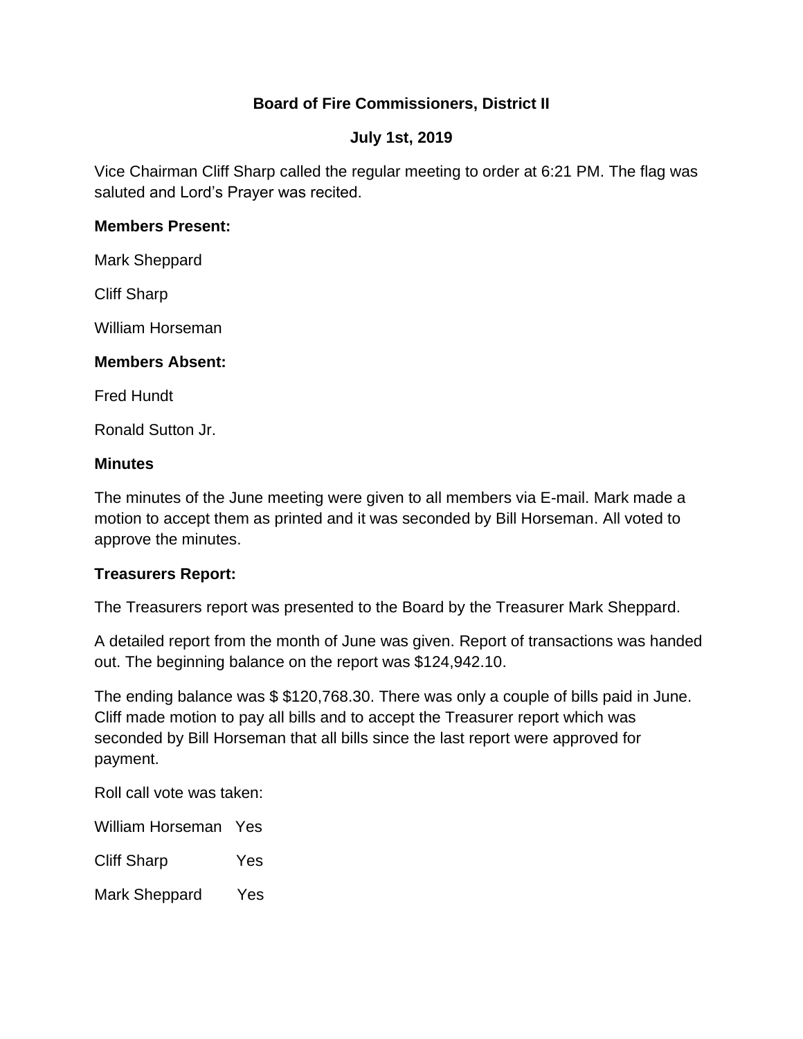**Board of Fire Commissioners, District II**

**July 1st, 2019**

Vice Chairman Cliff Sharp called the regular meeting to order at 6:21 PM. The flag was saluted and Lord's Prayer was recited.

**Members Present:**

Mark Sheppard

Cliff Sharp

William Horseman

**Members Absent:**

Fred Hundt

Ronald Sutton Jr.

**Minutes**

The minutes of the June meeting were given to all members via E-mail. Mark made a motion to accept them as printed and it was seconded by Bill Horseman. All voted to approve the minutes.

**Treasurers Report:**

The Treasurers report was presented to the Board by the Treasurer Mark Sheppard.

A detailed report from the month of June was given. Report of transactions was handed out. The beginning balance on the report was $124,942.10.

The ending balance was $ $120,768.30. There was only a couple of bills paid in June. Cliff made motion to pay all bills and to accept the Treasurer report which was seconded by Bill Horseman that all bills since the last report were approved for payment.

Roll call vote was taken:

William Horseman Yes

Cliff Sharp Yes

Mark Sheppard Yes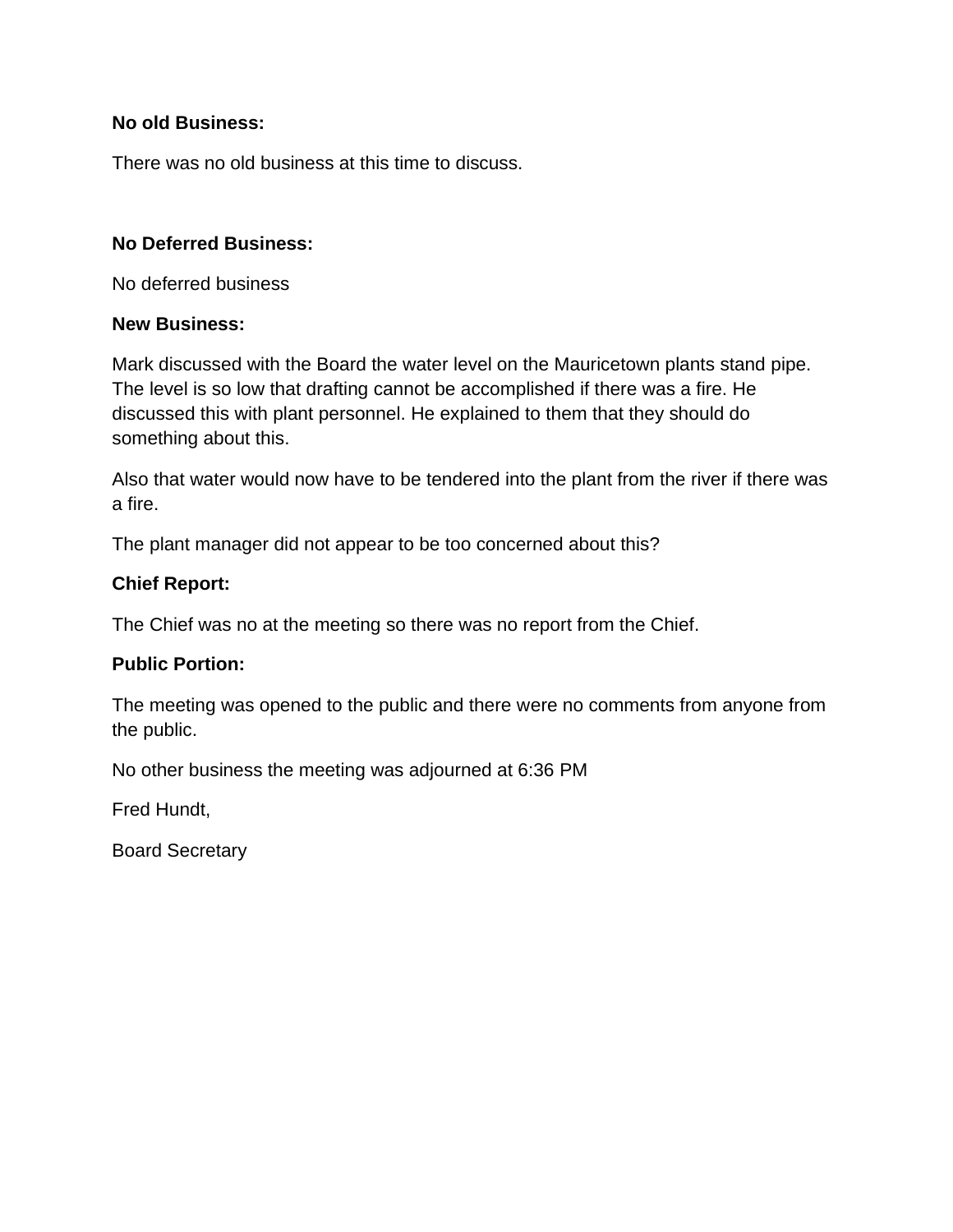**No old Business:**

There was no old business at this time to discuss.

**No Deferred Business:**

No deferred business

**New Business:**

Mark discussed with the Board the water level on the Mauricetown plants stand pipe. The level is so low that drafting cannot be accomplished if there was a fire. He discussed this with plant personnel. He explained to them that they should do something about this.

Also that water would now have to be tendered into the plant from the river if there was a fire.

The plant manager did not appear to be too concerned about this?

**Chief Report:**

The Chief was no at the meeting so there was no report from the Chief.

**Public Portion:**

The meeting was opened to the public and there were no comments from anyone from the public.

No other business the meeting was adjourned at 6:36 PM

Fred Hundt,

Board Secretary